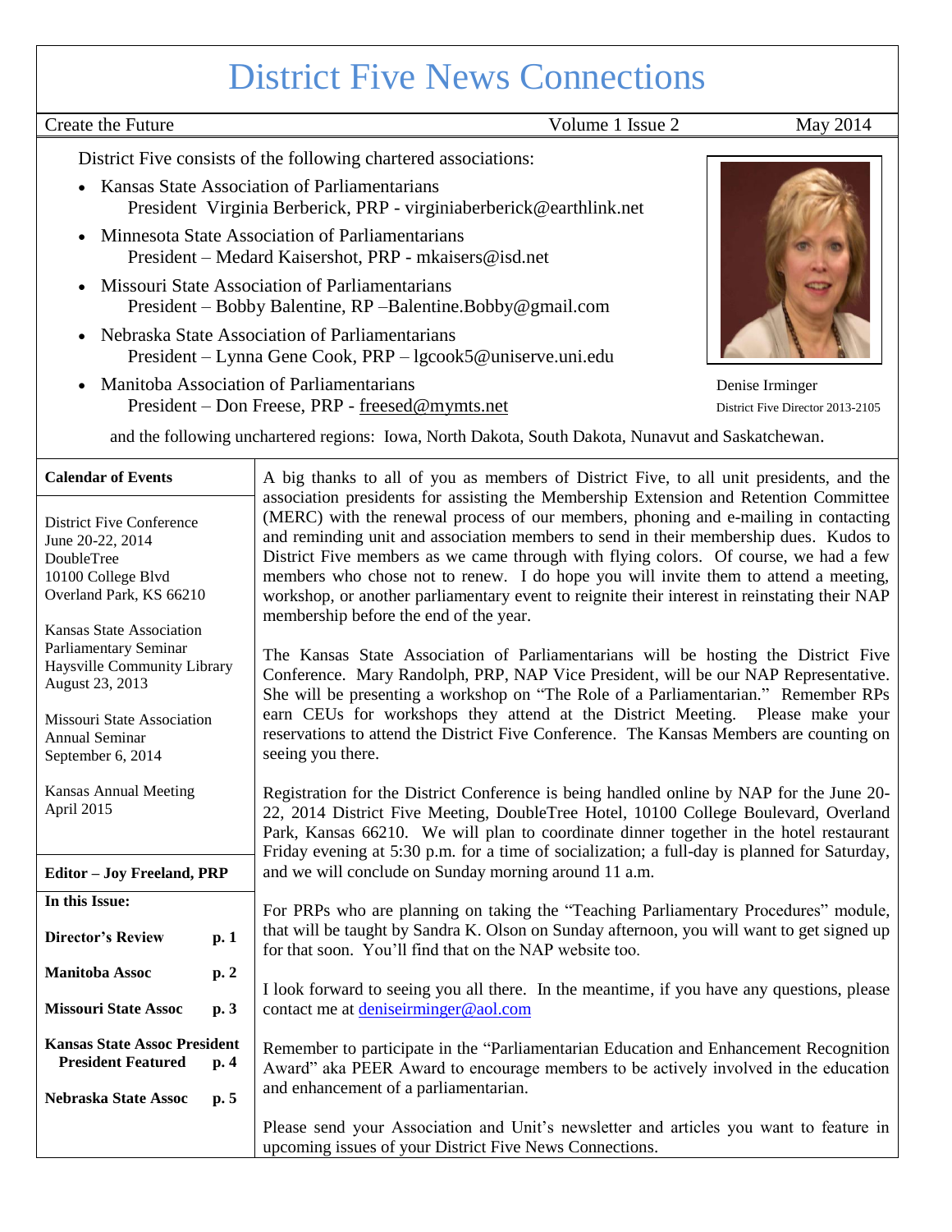# District Five News Connections

Create the Future | Volume 1 Issue 2 | May 2014

District Five consists of the following chartered associations:

- Kansas State Association of Parliamentarians
  President Virginia Berberick, PRP - virginiaberberick@earthlink.net
- Minnesota State Association of Parliamentarians
  President – Medard Kaisershot, PRP - mkaisers@isd.net
- Missouri State Association of Parliamentarians
  President – Bobby Balentine, RP –Balentine.Bobby@gmail.com
- Nebraska State Association of Parliamentarians
  President – Lynna Gene Cook, PRP – lgcook5@uniserve.uni.edu
- Manitoba Association of Parliamentarians
  President – Don Freese, PRP - freesed@mymts.net

Denise Irminger
District Five Director 2013-2105

and the following unchartered regions: Iowa, North Dakota, South Dakota, Nunavut and Saskatchewan.

**Calendar of Events**

District Five Conference
June 20-22, 2014
DoubleTree
10100 College Blvd
Overland Park, KS 66210

Kansas State Association
Parliamentary Seminar
Haysville Community Library
August 23, 2013

Missouri State Association
Annual Seminar
September 6, 2014

Kansas Annual Meeting
April 2015

**Editor – Joy Freeland, PRP**

**In this Issue:**

| | |
|---|---|
| **Director's Review** | **p. 1** |
| **Manitoba Assoc** | **p. 2** |
| **Missouri State Assoc** | **p. 3** |
| **Kansas State Assoc President President Featured** | **p. 4** |
| **Nebraska State Assoc** | **p. 5** |

A big thanks to all of you as members of District Five, to all unit presidents, and the association presidents for assisting the Membership Extension and Retention Committee (MERC) with the renewal process of our members, phoning and e-mailing in contacting and reminding unit and association members to send in their membership dues. Kudos to District Five members as we came through with flying colors. Of course, we had a few members who chose not to renew. I do hope you will invite them to attend a meeting, workshop, or another parliamentary event to reignite their interest in reinstating their NAP membership before the end of the year.

The Kansas State Association of Parliamentarians will be hosting the District Five Conference. Mary Randolph, PRP, NAP Vice President, will be our NAP Representative. She will be presenting a workshop on "The Role of a Parliamentarian." Remember RPs earn CEUs for workshops they attend at the District Meeting. Please make your reservations to attend the District Five Conference. The Kansas Members are counting on seeing you there.

Registration for the District Conference is being handled online by NAP for the June 20-22, 2014 District Five Meeting, DoubleTree Hotel, 10100 College Boulevard, Overland Park, Kansas 66210. We will plan to coordinate dinner together in the hotel restaurant Friday evening at 5:30 p.m. for a time of socialization; a full-day is planned for Saturday, and we will conclude on Sunday morning around 11 a.m.

For PRPs who are planning on taking the "Teaching Parliamentary Procedures" module, that will be taught by Sandra K. Olson on Sunday afternoon, you will want to get signed up for that soon. You'll find that on the NAP website too.

I look forward to seeing you all there. In the meantime, if you have any questions, please contact me at deniseirminger@aol.com

Remember to participate in the "Parliamentarian Education and Enhancement Recognition Award" aka PEER Award to encourage members to be actively involved in the education and enhancement of a parliamentarian.

Please send your Association and Unit's newsletter and articles you want to feature in upcoming issues of your District Five News Connections.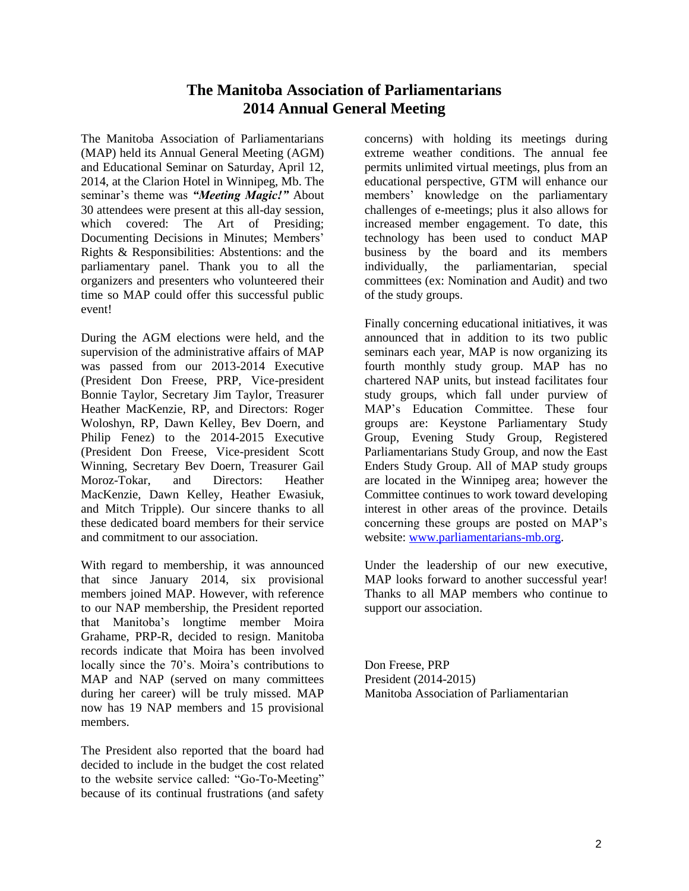# The Manitoba Association of Parliamentarians
# 2014 Annual General Meeting

The Manitoba Association of Parliamentarians (MAP) held its Annual General Meeting (AGM) and Educational Seminar on Saturday, April 12, 2014, at the Clarion Hotel in Winnipeg, Mb. The seminar's theme was ***"Meeting Magic!"*** About 30 attendees were present at this all-day session, which covered: The Art of Presiding; Documenting Decisions in Minutes; Members' Rights & Responsibilities: Abstentions: and the parliamentary panel. Thank you to all the organizers and presenters who volunteered their time so MAP could offer this successful public event!

During the AGM elections were held, and the supervision of the administrative affairs of MAP was passed from our 2013-2014 Executive (President Don Freese, PRP, Vice-president Bonnie Taylor, Secretary Jim Taylor, Treasurer Heather MacKenzie, RP, and Directors: Roger Woloshyn, RP, Dawn Kelley, Bev Doern, and Philip Fenez) to the 2014-2015 Executive (President Don Freese, Vice-president Scott Winning, Secretary Bev Doern, Treasurer Gail Moroz-Tokar, and Directors: Heather MacKenzie, Dawn Kelley, Heather Ewasiuk, and Mitch Tripple). Our sincere thanks to all these dedicated board members for their service and commitment to our association.

With regard to membership, it was announced that since January 2014, six provisional members joined MAP. However, with reference to our NAP membership, the President reported that Manitoba's longtime member Moira Grahame, PRP-R, decided to resign. Manitoba records indicate that Moira has been involved locally since the 70's. Moira's contributions to MAP and NAP (served on many committees during her career) will be truly missed. MAP now has 19 NAP members and 15 provisional members.

The President also reported that the board had decided to include in the budget the cost related to the website service called: "Go-To-Meeting" because of its continual frustrations (and safety concerns) with holding its meetings during extreme weather conditions. The annual fee permits unlimited virtual meetings, plus from an educational perspective, GTM will enhance our members' knowledge on the parliamentary challenges of e-meetings; plus it also allows for increased member engagement. To date, this technology has been used to conduct MAP business by the board and its members individually, the parliamentarian, special committees (ex: Nomination and Audit) and two of the study groups.

Finally concerning educational initiatives, it was announced that in addition to its two public seminars each year, MAP is now organizing its fourth monthly study group. MAP has no chartered NAP units, but instead facilitates four study groups, which fall under purview of MAP's Education Committee. These four groups are: Keystone Parliamentary Study Group, Evening Study Group, Registered Parliamentarians Study Group, and now the East Enders Study Group. All of MAP study groups are located in the Winnipeg area; however the Committee continues to work toward developing interest in other areas of the province. Details concerning these groups are posted on MAP's website: [www.parliamentarians-mb.org](http://www.parliamentarians-mb.org).

Under the leadership of our new executive, MAP looks forward to another successful year! Thanks to all MAP members who continue to support our association.

Don Freese, PRP
President (2014-2015)
Manitoba Association of Parliamentarian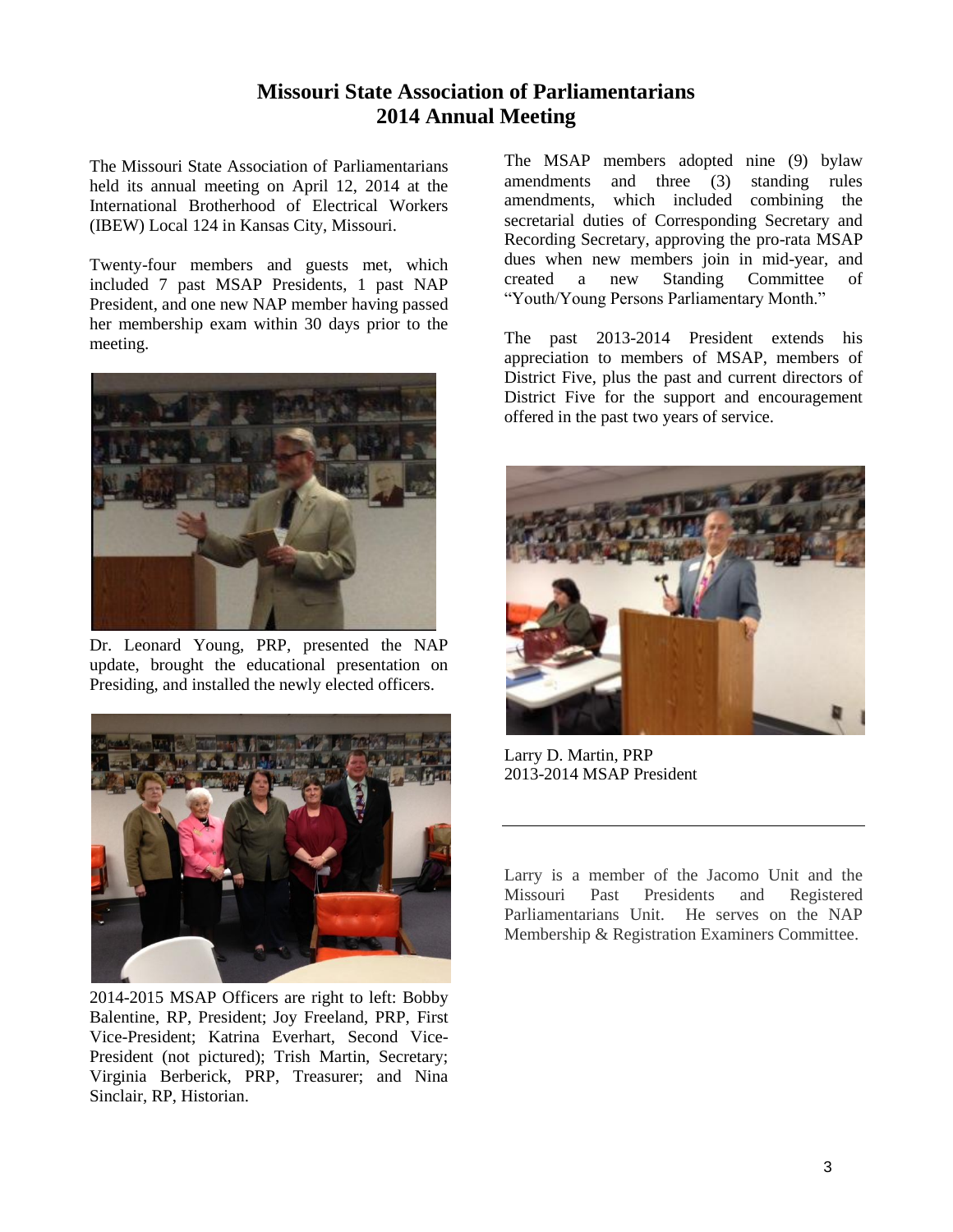# Missouri State Association of Parliamentarians
# 2014 Annual Meeting

The Missouri State Association of Parliamentarians held its annual meeting on April 12, 2014 at the International Brotherhood of Electrical Workers (IBEW) Local 124 in Kansas City, Missouri.

Twenty-four members and guests met, which included 7 past MSAP Presidents, 1 past NAP President, and one new NAP member having passed her membership exam within 30 days prior to the meeting.

Dr. Leonard Young, PRP, presented the NAP update, brought the educational presentation on Presiding, and installed the newly elected officers.

2014-2015 MSAP Officers are right to left: Bobby Balentine, RP, President; Joy Freeland, PRP, First Vice-President; Katrina Everhart, Second Vice-President (not pictured); Trish Martin, Secretary; Virginia Berberick, PRP, Treasurer; and Nina Sinclair, RP, Historian.

The MSAP members adopted nine (9) bylaw amendments and three (3) standing rules amendments, which included combining the secretarial duties of Corresponding Secretary and Recording Secretary, approving the pro-rata MSAP dues when new members join in mid-year, and created a new Standing Committee of "Youth/Young Persons Parliamentary Month."

The past 2013-2014 President extends his appreciation to members of MSAP, members of District Five, plus the past and current directors of District Five for the support and encouragement offered in the past two years of service.

Larry D. Martin, PRP
2013-2014 MSAP President

---

Larry is a member of the Jacomo Unit and the Missouri Past Presidents and Registered Parliamentarians Unit. He serves on the NAP Membership & Registration Examiners Committee.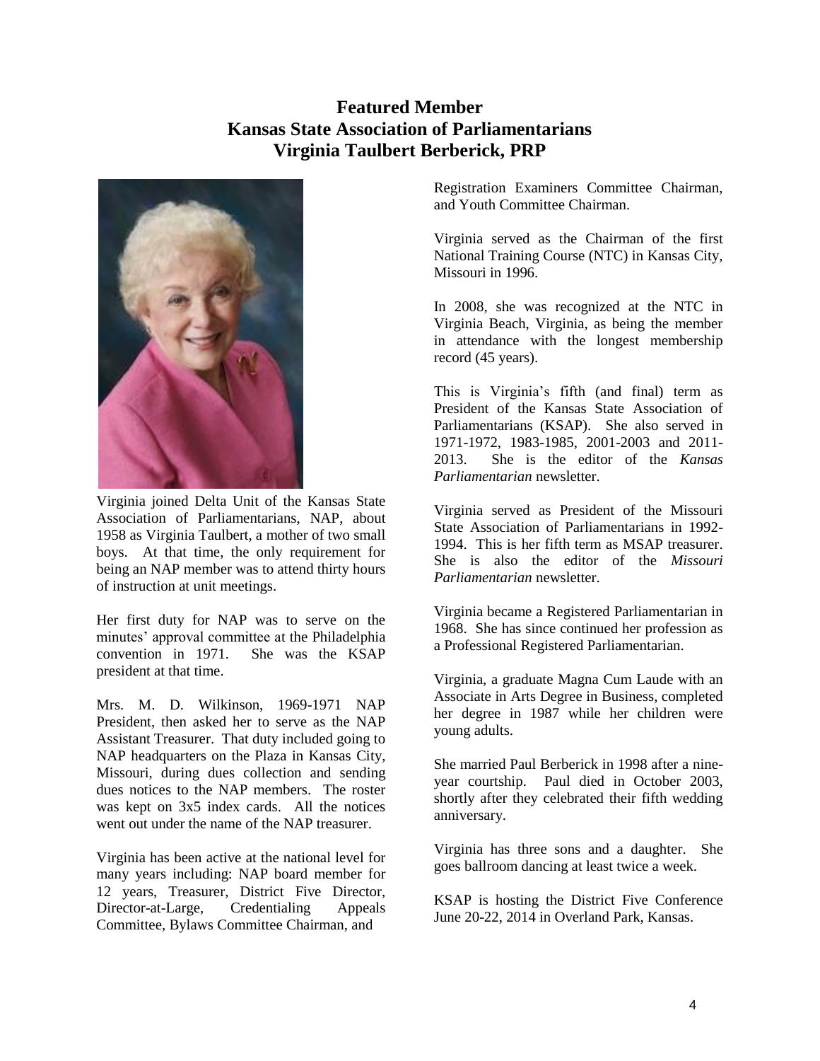# Featured Member
# Kansas State Association of Parliamentarians
# Virginia Taulbert Berberick, PRP

Virginia joined Delta Unit of the Kansas State Association of Parliamentarians, NAP, about 1958 as Virginia Taulbert, a mother of two small boys. At that time, the only requirement for being an NAP member was to attend thirty hours of instruction at unit meetings.

Her first duty for NAP was to serve on the minutes' approval committee at the Philadelphia convention in 1971. She was the KSAP president at that time.

Mrs. M. D. Wilkinson, 1969-1971 NAP President, then asked her to serve as the NAP Assistant Treasurer. That duty included going to NAP headquarters on the Plaza in Kansas City, Missouri, during dues collection and sending dues notices to the NAP members. The roster was kept on 3x5 index cards. All the notices went out under the name of the NAP treasurer.

Virginia has been active at the national level for many years including: NAP board member for 12 years, Treasurer, District Five Director, Director-at-Large, Credentialing Appeals Committee, Bylaws Committee Chairman, and Registration Examiners Committee Chairman, and Youth Committee Chairman.

Virginia served as the Chairman of the first National Training Course (NTC) in Kansas City, Missouri in 1996.

In 2008, she was recognized at the NTC in Virginia Beach, Virginia, as being the member in attendance with the longest membership record (45 years).

This is Virginia's fifth (and final) term as President of the Kansas State Association of Parliamentarians (KSAP). She also served in 1971-1972, 1983-1985, 2001-2003 and 2011-2013. She is the editor of the *Kansas Parliamentarian* newsletter.

Virginia served as President of the Missouri State Association of Parliamentarians in 1992-1994. This is her fifth term as MSAP treasurer. She is also the editor of the *Missouri Parliamentarian* newsletter.

Virginia became a Registered Parliamentarian in 1968. She has since continued her profession as a Professional Registered Parliamentarian.

Virginia, a graduate Magna Cum Laude with an Associate in Arts Degree in Business, completed her degree in 1987 while her children were young adults.

She married Paul Berberick in 1998 after a nine-year courtship. Paul died in October 2003, shortly after they celebrated their fifth wedding anniversary.

Virginia has three sons and a daughter. She goes ballroom dancing at least twice a week.

KSAP is hosting the District Five Conference June 20-22, 2014 in Overland Park, Kansas.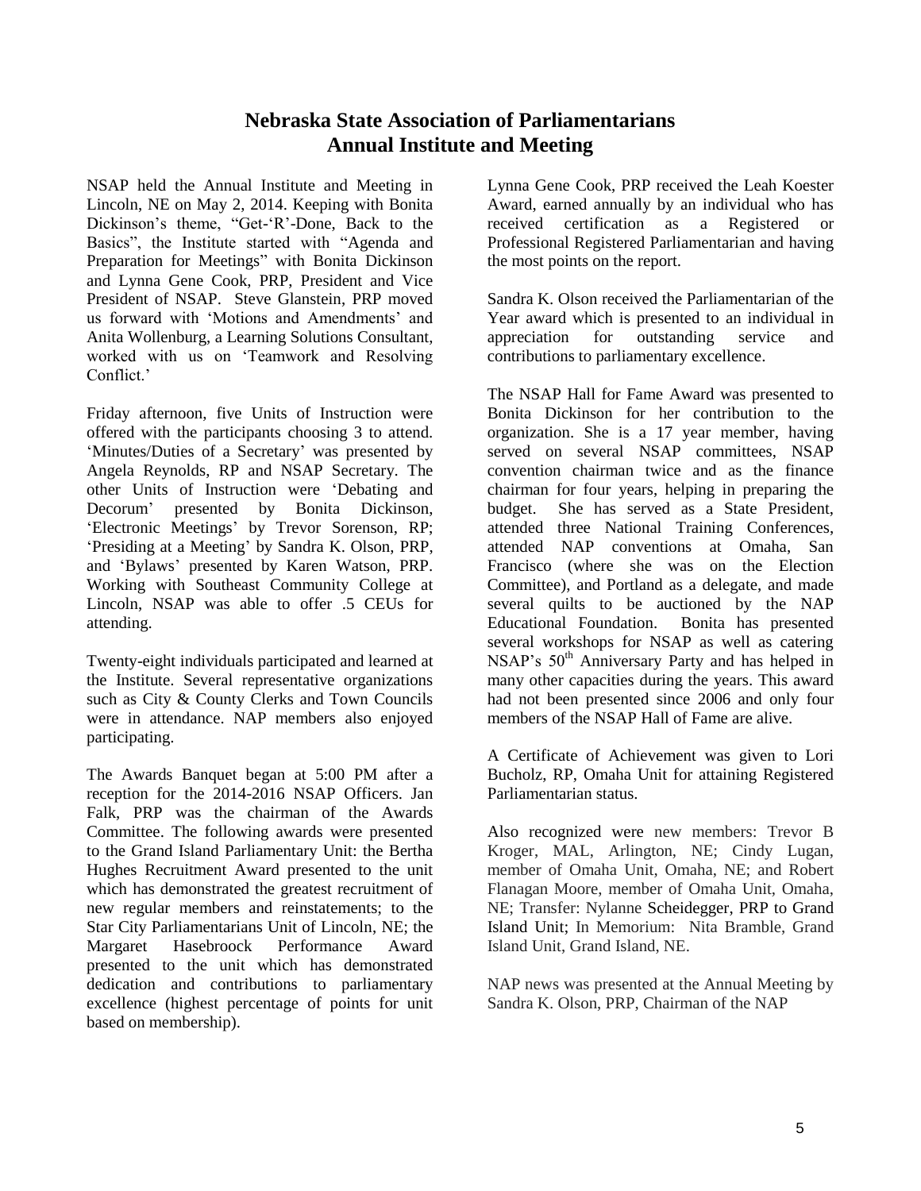# Nebraska State Association of Parliamentarians Annual Institute and Meeting

NSAP held the Annual Institute and Meeting in Lincoln, NE on May 2, 2014. Keeping with Bonita Dickinson's theme, "Get-'R'-Done, Back to the Basics", the Institute started with "Agenda and Preparation for Meetings" with Bonita Dickinson and Lynna Gene Cook, PRP, President and Vice President of NSAP. Steve Glanstein, PRP moved us forward with 'Motions and Amendments' and Anita Wollenburg, a Learning Solutions Consultant, worked with us on 'Teamwork and Resolving Conflict.'

Friday afternoon, five Units of Instruction were offered with the participants choosing 3 to attend. 'Minutes/Duties of a Secretary' was presented by Angela Reynolds, RP and NSAP Secretary. The other Units of Instruction were 'Debating and Decorum' presented by Bonita Dickinson, 'Electronic Meetings' by Trevor Sorenson, RP; 'Presiding at a Meeting' by Sandra K. Olson, PRP, and 'Bylaws' presented by Karen Watson, PRP. Working with Southeast Community College at Lincoln, NSAP was able to offer .5 CEUs for attending.

Twenty-eight individuals participated and learned at the Institute. Several representative organizations such as City & County Clerks and Town Councils were in attendance. NAP members also enjoyed participating.

The Awards Banquet began at 5:00 PM after a reception for the 2014-2016 NSAP Officers. Jan Falk, PRP was the chairman of the Awards Committee. The following awards were presented to the Grand Island Parliamentary Unit: the Bertha Hughes Recruitment Award presented to the unit which has demonstrated the greatest recruitment of new regular members and reinstatements; to the Star City Parliamentarians Unit of Lincoln, NE; the Margaret Hasebroock Performance Award presented to the unit which has demonstrated dedication and contributions to parliamentary excellence (highest percentage of points for unit based on membership).

Lynna Gene Cook, PRP received the Leah Koester Award, earned annually by an individual who has received certification as a Registered or Professional Registered Parliamentarian and having the most points on the report.

Sandra K. Olson received the Parliamentarian of the Year award which is presented to an individual in appreciation for outstanding service and contributions to parliamentary excellence.

The NSAP Hall for Fame Award was presented to Bonita Dickinson for her contribution to the organization. She is a 17 year member, having served on several NSAP committees, NSAP convention chairman twice and as the finance chairman for four years, helping in preparing the budget. She has served as a State President, attended three National Training Conferences, attended NAP conventions at Omaha, San Francisco (where she was on the Election Committee), and Portland as a delegate, and made several quilts to be auctioned by the NAP Educational Foundation. Bonita has presented several workshops for NSAP as well as catering NSAP's 50th Anniversary Party and has helped in many other capacities during the years. This award had not been presented since 2006 and only four members of the NSAP Hall of Fame are alive.

A Certificate of Achievement was given to Lori Bucholz, RP, Omaha Unit for attaining Registered Parliamentarian status.

Also recognized were new members: Trevor B Kroger, MAL, Arlington, NE; Cindy Lugan, member of Omaha Unit, Omaha, NE; and Robert Flanagan Moore, member of Omaha Unit, Omaha, NE; Transfer: Nylanne Scheidegger, PRP to Grand Island Unit; In Memorium: Nita Bramble, Grand Island Unit, Grand Island, NE.

NAP news was presented at the Annual Meeting by Sandra K. Olson, PRP, Chairman of the NAP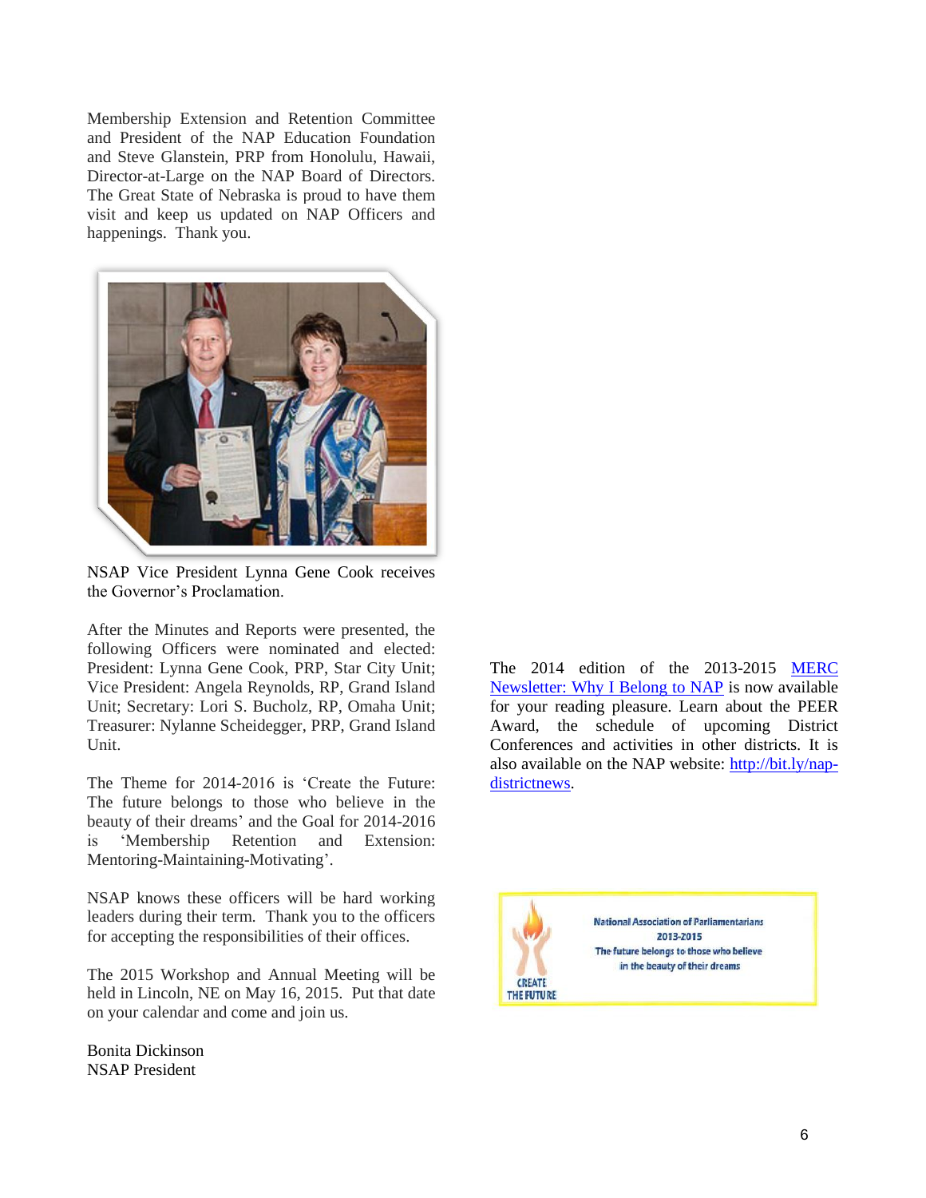Membership Extension and Retention Committee and President of the NAP Education Foundation and Steve Glanstein, PRP from Honolulu, Hawaii, Director-at-Large on the NAP Board of Directors. The Great State of Nebraska is proud to have them visit and keep us updated on NAP Officers and happenings. Thank you.

NSAP Vice President Lynna Gene Cook receives the Governor's Proclamation.

After the Minutes and Reports were presented, the following Officers were nominated and elected: President: Lynna Gene Cook, PRP, Star City Unit; Vice President: Angela Reynolds, RP, Grand Island Unit; Secretary: Lori S. Bucholz, RP, Omaha Unit; Treasurer: Nylanne Scheidegger, PRP, Grand Island Unit.

The Theme for 2014-2016 is 'Create the Future: The future belongs to those who believe in the beauty of their dreams' and the Goal for 2014-2016 is 'Membership Retention and Extension: Mentoring-Maintaining-Motivating'.

NSAP knows these officers will be hard working leaders during their term. Thank you to the officers for accepting the responsibilities of their offices.

The 2015 Workshop and Annual Meeting will be held in Lincoln, NE on May 16, 2015. Put that date on your calendar and come and join us.

Bonita Dickinson
NSAP President

The 2014 edition of the 2013-2015 [MERC Newsletter: Why I Belong to NAP](http://bit.ly/nap-districtnews) is now available for your reading pleasure. Learn about the PEER Award, the schedule of upcoming District Conferences and activities in other districts. It is also available on the NAP website: [http://bit.ly/nap-districtnews](http://bit.ly/nap-districtnews).

CREATE THE FUTURE

National Association of Parliamentarians
2013-2015
The future belongs to those who believe in the beauty of their dreams